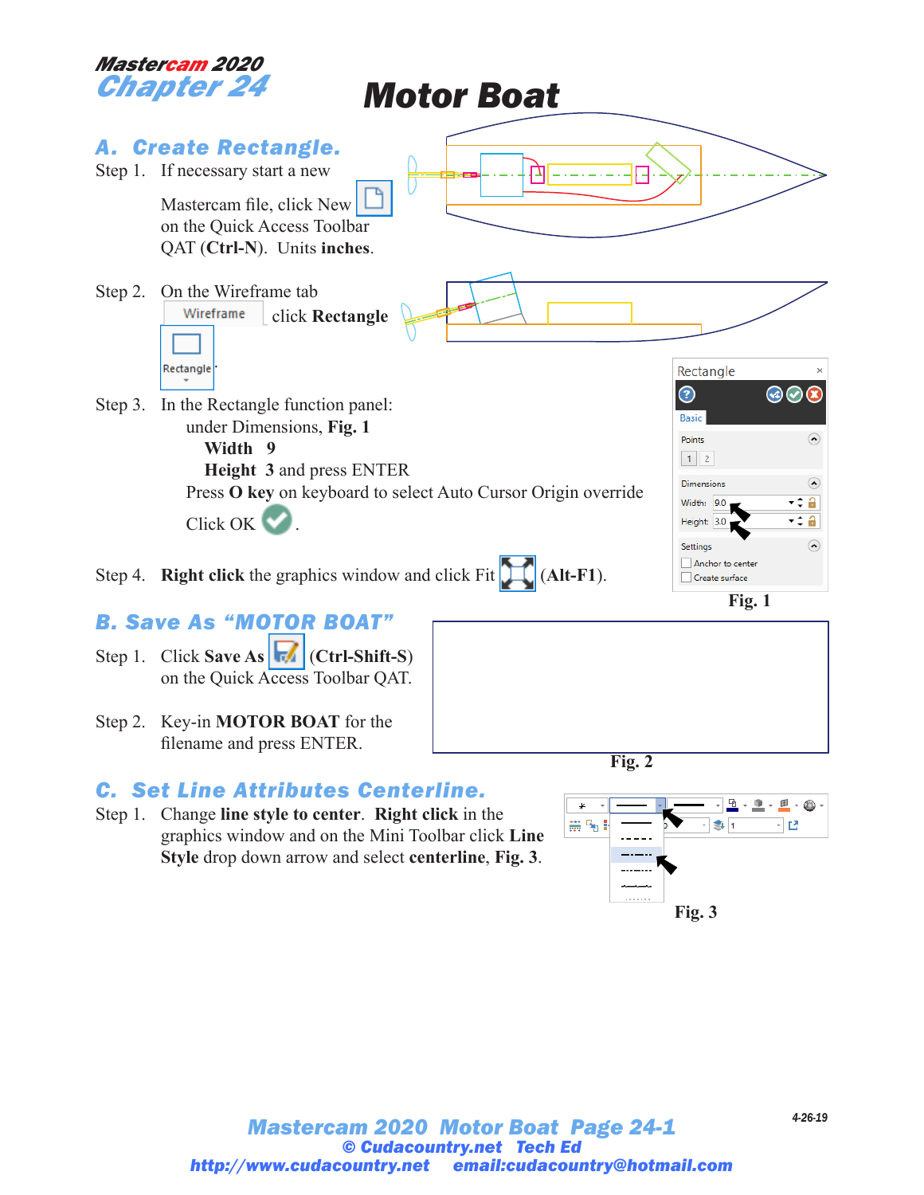# Mastercam 2020 Chapter 24

# Motor Boat

## A. Create Rectangle.

Step 1. If necessary start a new Mastercam file, click New on the Quick Access Toolbar QAT (**Ctrl-N**). Units **inches**.

Step 2. On the Wireframe tab click **Rectangle**

Wireframe

Rectangle

Step 3. In the Rectangle function panel:
under Dimensions, **Fig. 1**
**Width 9**
**Height 3** and press ENTER
Press **O key** on keyboard to select Auto Cursor Origin override
Click OK .

Step 4. **Right click** the graphics window and click Fit **(Alt-F1)**.

Rectangle
Basic
Points
1 2
Dimensions
Width: 9.0
Height: 3.0
Settings
Anchor to center
Create surface

**Fig. 1**

## B. Save As "MOTOR BOAT"

Step 1. Click **Save As** **(Ctrl-Shift-S)** on the Quick Access Toolbar QAT.

Step 2. Key-in **MOTOR BOAT** for the filename and press ENTER.

**Fig. 2**

## C. Set Line Attributes Centerline.

Step 1. Change **line style to center**. **Right click** in the graphics window and on the Mini Toolbar click **Line Style** drop down arrow and select **centerline**, **Fig. 3**.

**Fig. 3**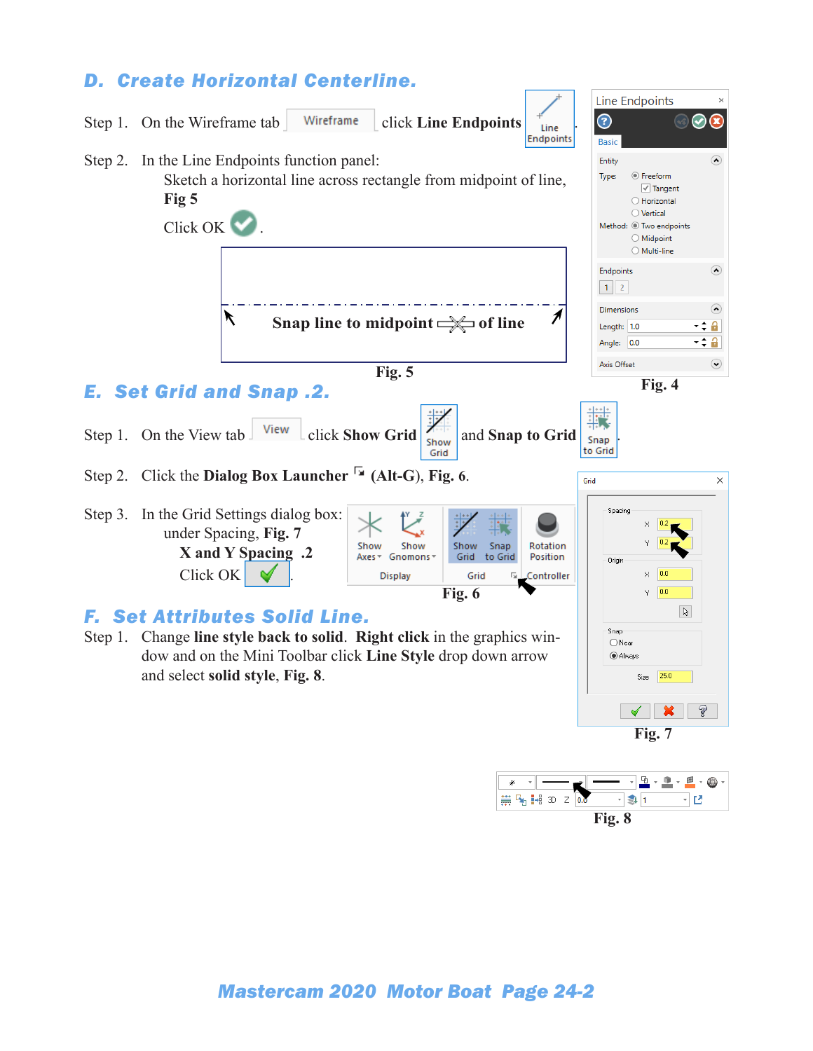## D. Create Horizontal Centerline.

Step 1. On the Wireframe tab Wireframe click **Line Endpoints**.

Step 2. In the Line Endpoints function panel:
Sketch a horizontal line across rectangle from midpoint of line, **Fig 5**
Click OK.

**Snap line to midpoint of line**

**Fig. 5**

Line Endpoints

Basic

Entity
Type: Freeform
Tangent
Horizontal
Vertical
Method: Two endpoints
Midpoint
Multi-line

Endpoints
1 2

Dimensions
Length: 1.0
Angle: 0.0

Axis Offset

**Fig. 4**

## E. Set Grid and Snap .2.

Step 1. On the View tab View click **Show Grid** and **Snap to Grid**.

Step 2. Click the **Dialog Box Launcher** (Alt-G), **Fig. 6**.

Step 3. In the Grid Settings dialog box:
under Spacing, **Fig. 7**
**X and Y Spacing .2**
Click OK.

Show Axes | Show Gnomons | Show Grid | Snap to Grid | Rotation Position
Display | Grid | Controller

**Fig. 6**

Grid
Spacing
X 0.2
Y 0.2
Origin
X 0.0
Y 0.0
Snap
Near
Always
Size 25.0

**Fig. 7**

## F. Set Attributes Solid Line.

Step 1. Change **line style back to solid**. **Right click** in the graphics window and on the Mini Toolbar click **Line Style** drop down arrow and select **solid style**, **Fig. 8**.

**Fig. 8**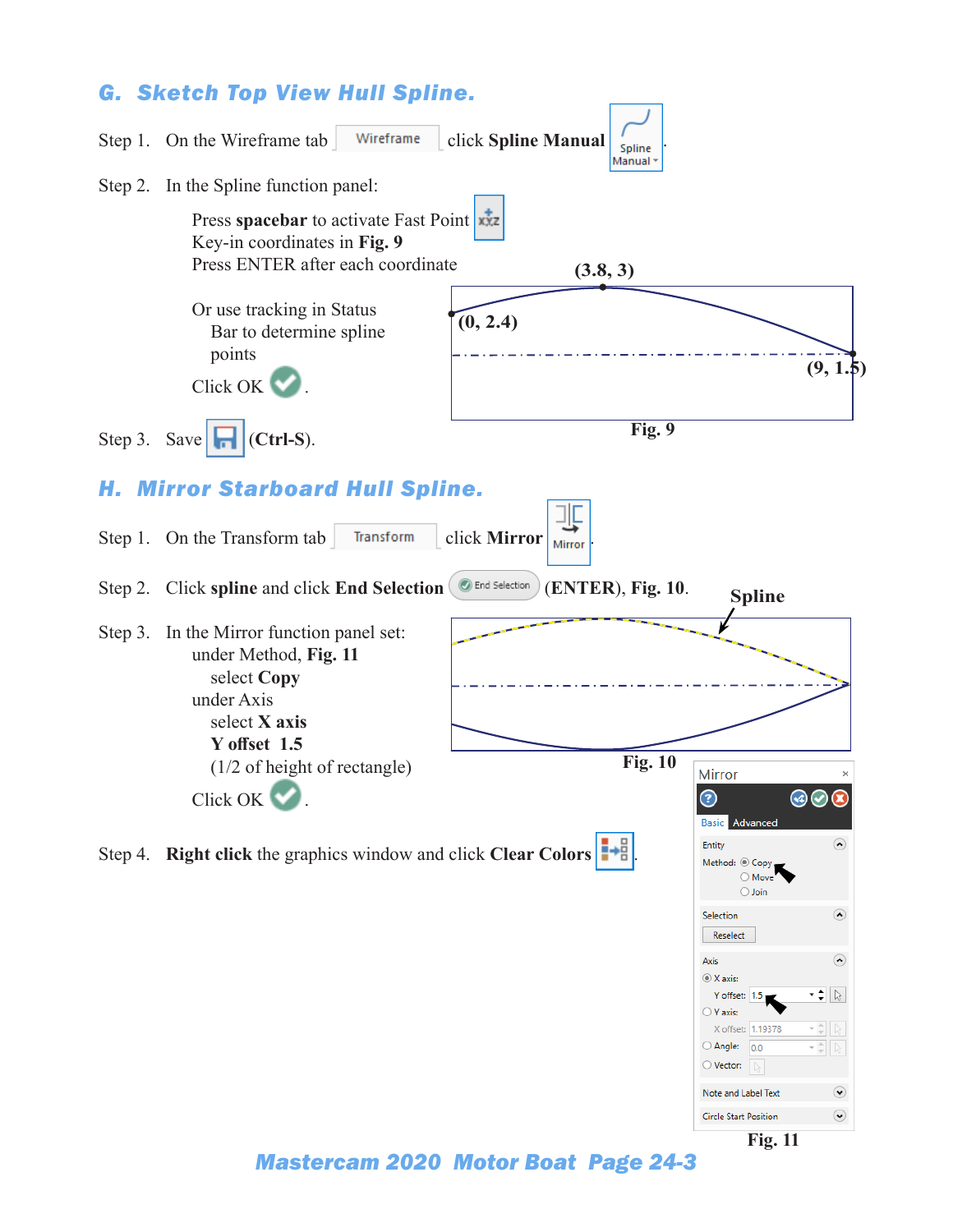## G. Sketch Top View Hull Spline.

Step 1. On the Wireframe tab Wireframe click **Spline Manual** Spline Manual.

Step 2. In the Spline function panel:

Press **spacebar** to activate Fast Point
Key-in coordinates in **Fig. 9**
Press ENTER after each coordinate

Or use tracking in Status Bar to determine spline points

Click OK.

(3.8, 3)

(0, 2.4)

(9, 1.5)

**Fig. 9**

Step 3. Save (**Ctrl-S**).

## H. Mirror Starboard Hull Spline.

Step 1. On the Transform tab Transform click **Mirror** Mirror.

Step 2. Click **spline** and click **End Selection** End Selection (**ENTER**), **Fig. 10**.

Step 3. In the Mirror function panel set:
under Method, **Fig. 11**
select **Copy**
under Axis
select **X axis**
**Y offset 1.5**
(1/2 of height of rectangle)
Click OK.

Spline

**Fig. 10**

Mirror

Basic Advanced

Entity
Method: Copy
Move
Join

Selection
Reselect

Axis
X axis:
Y offset: 1.5
Y axis:
X offset: 1.19378
Angle: 0.0
Vector:

Note and Label Text

Circle Start Position

**Fig. 11**

Step 4. **Right click** the graphics window and click **Clear Colors**.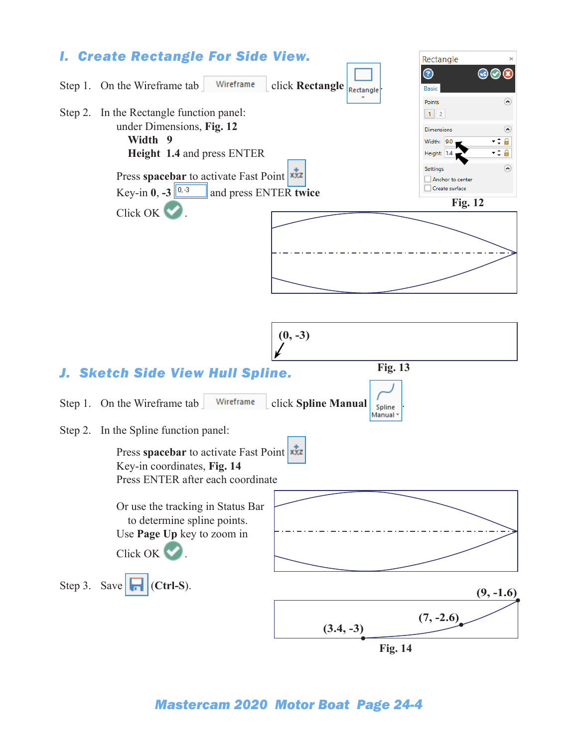## I. Create Rectangle For Side View.

Step 1. On the Wireframe tab Wireframe click **Rectangle**

Step 2. In the Rectangle function panel:

under Dimensions, **Fig. 12**

**Width 9**

**Height 1.4** and press ENTER

Press **spacebar** to activate Fast Point

Key-in **0, -3** and press ENTER **twice**

Click OK.

**Fig. 12**

(0, -3)

**Fig. 13**

## J. Sketch Side View Hull Spline.

Step 1. On the Wireframe tab Wireframe click **Spline Manual**

Step 2. In the Spline function panel:

Press **spacebar** to activate Fast Point

Key-in coordinates, **Fig. 14**

Press ENTER after each coordinate

Or use the tracking in Status Bar to determine spline points.

Use **Page Up** key to zoom in

Click OK.

Step 3. Save (**Ctrl-S**).

(9, -1.6)

(7, -2.6)

(3.4, -3)

**Fig. 14**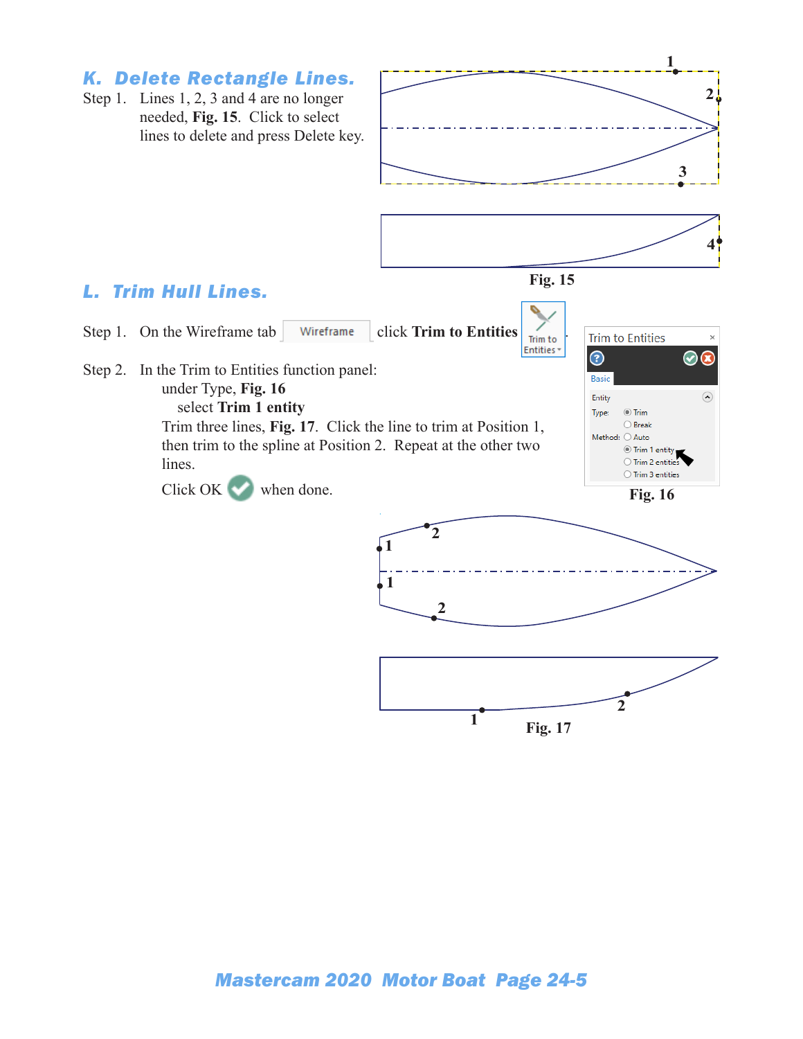## K. Delete Rectangle Lines.

Step 1. Lines 1, 2, 3 and 4 are no longer needed, **Fig. 15**. Click to select lines to delete and press Delete key.

**Fig. 15**

## L. Trim Hull Lines.

Step 1. On the Wireframe tab Wireframe click **Trim to Entities**.

Step 2. In the Trim to Entities function panel:

under Type, **Fig. 16**

select **Trim 1 entity**

Trim three lines, **Fig. 17**. Click the line to trim at Position 1, then trim to the spline at Position 2. Repeat at the other two lines.

Click OK when done.

**Fig. 16**

**Fig. 17**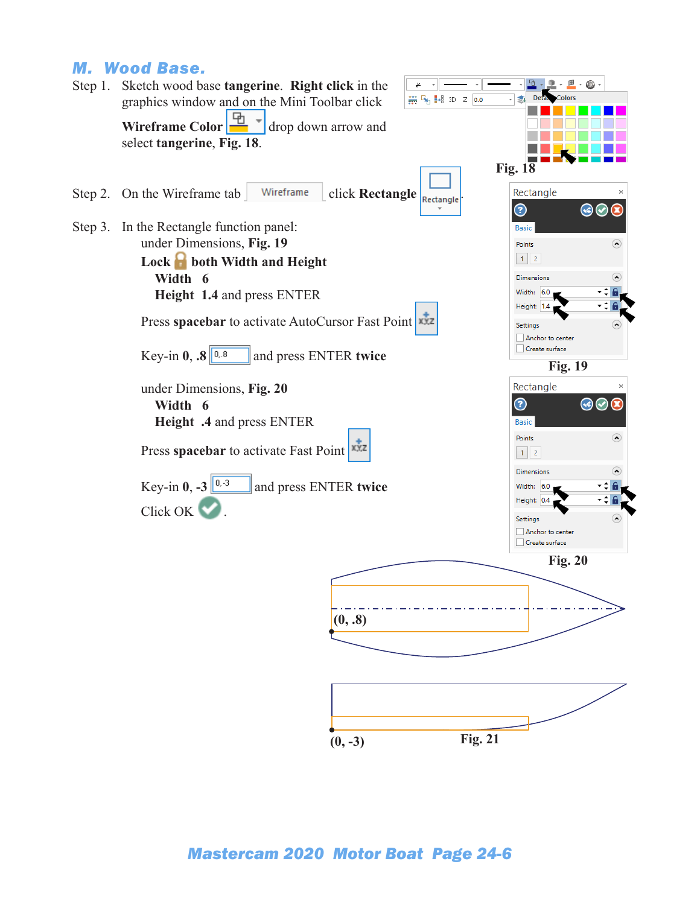## M. Wood Base.

Step 1. Sketch wood base **tangerine**. **Right click** in the graphics window and on the Mini Toolbar click **Wireframe Color** drop down arrow and select **tangerine**, **Fig. 18**.

Fig. 18

Step 2. On the Wireframe tab Wireframe click **Rectangle** Rectangle

Step 3. In the Rectangle function panel:

under Dimensions, **Fig. 19**

**Lock both Width and Height**

**Width 6**

**Height 1.4** and press ENTER

Press **spacebar** to activate AutoCursor Fast Point

Key-in **0**, **.8** 0,.8 and press ENTER **twice**

Fig. 19

under Dimensions, **Fig. 20**

**Width 6**

**Height .4** and press ENTER

Press **spacebar** to activate Fast Point

Key-in **0**, **-3** 0,-3 and press ENTER **twice**

Click OK.

Fig. 20

(0, .8)

(0, -3)

Fig. 21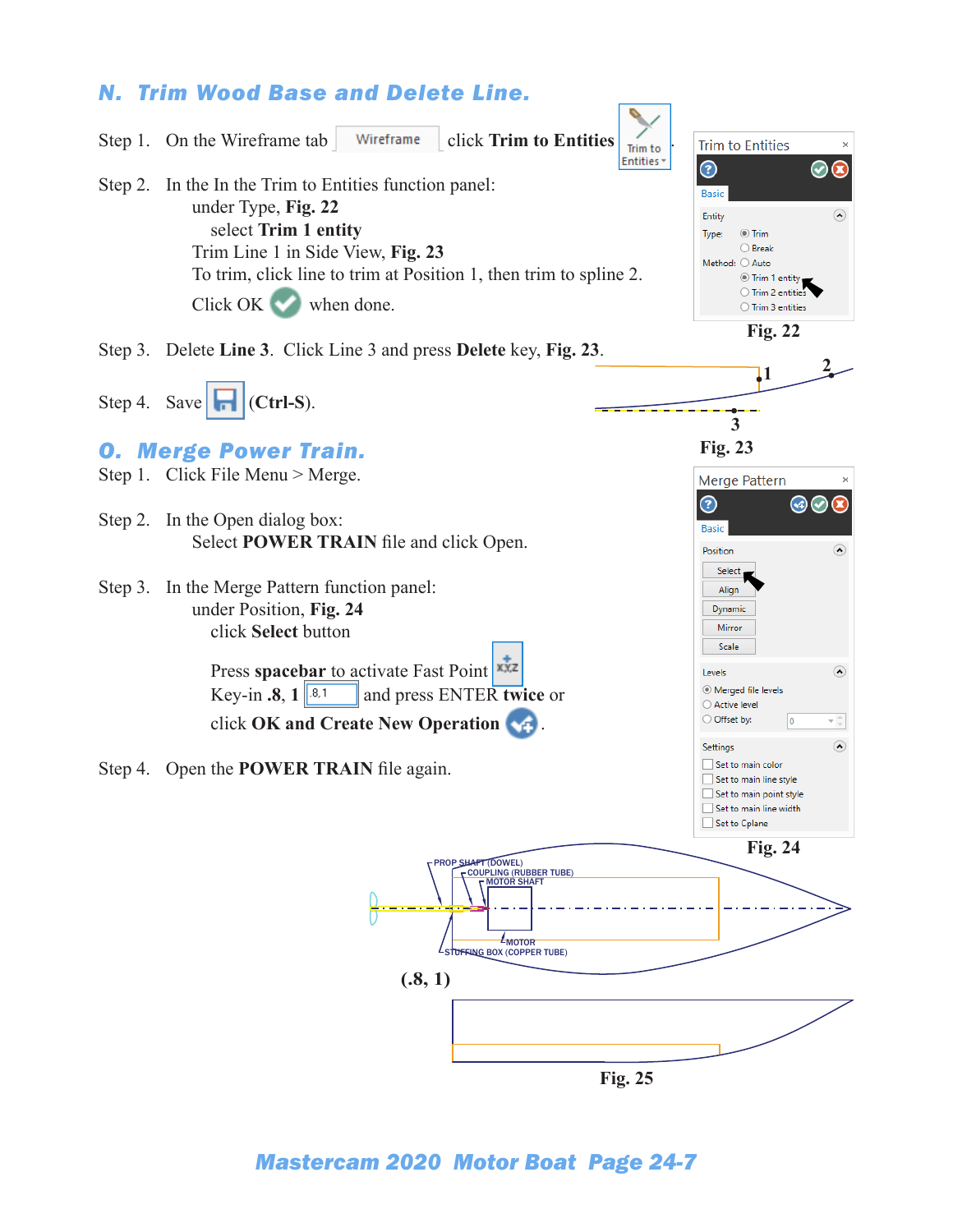## N. Trim Wood Base and Delete Line.

Step 1. On the Wireframe tab Wireframe click **Trim to Entities** Trim to Entities.

Step 2. In the In the Trim to Entities function panel:
under Type, **Fig. 22**
select **Trim 1 entity**
Trim Line 1 in Side View, **Fig. 23**
To trim, click line to trim at Position 1, then trim to spline 2.
Click OK when done.

Step 3. Delete **Line 3**. Click Line 3 and press **Delete** key, **Fig. 23**.

Step 4. Save (**Ctrl-S**).

Trim to Entities
Basic
Entity
Type: Trim / Break
Method: Auto / Trim 1 entity / Trim 2 entities / Trim 3 entities

**Fig. 22**

**Fig. 23**

## O. Merge Power Train.

Step 1. Click File Menu > Merge.

Step 2. In the Open dialog box:
Select **POWER TRAIN** file and click Open.

Step 3. In the Merge Pattern function panel:
under Position, **Fig. 24**
click **Select** button

Press **spacebar** to activate Fast Point
Key-in **.8, 1** and press ENTER **twice** or
click **OK and Create New Operation**.

Step 4. Open the **POWER TRAIN** file again.

Merge Pattern
Basic
Position: Select / Align / Dynamic / Mirror / Scale
Levels: Merged file levels / Active level / Offset by: 0
Settings: Set to main color / Set to main line style / Set to main point style / Set to main line width / Set to Cplane

**Fig. 24**

PROP SHAFT (DOWEL)
COUPLING (RUBBER TUBE)
MOTOR SHAFT
MOTOR
STUFFING BOX (COPPER TUBE)

**(.8, 1)**

**Fig. 25**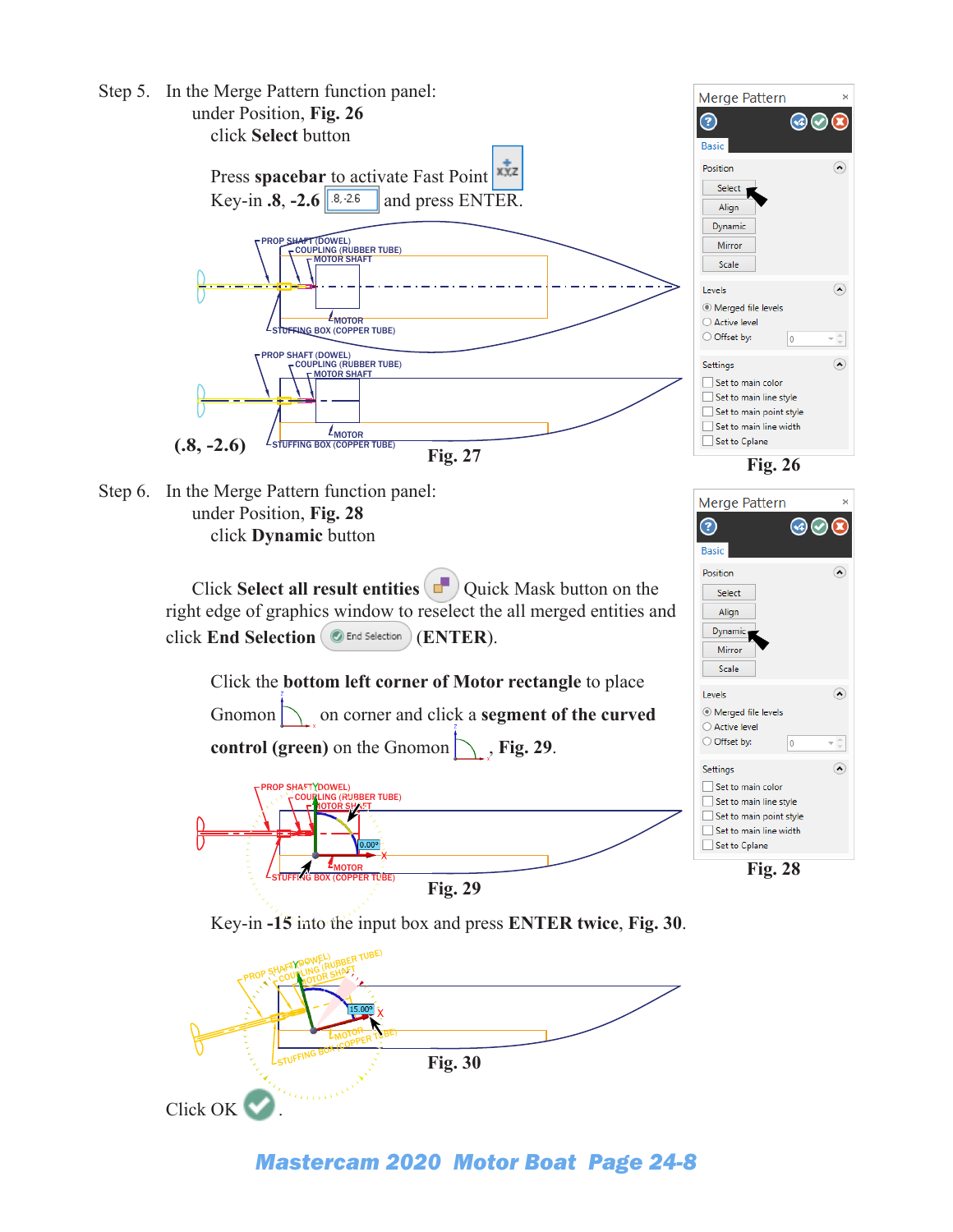Step 5. In the Merge Pattern function panel:
under Position, **Fig. 26**
click **Select** button

Press **spacebar** to activate Fast Point
Key-in **.8, -2.6** and press ENTER.

**(.8, -2.6)**

**Fig. 27**

**Fig. 26**

Step 6. In the Merge Pattern function panel:
under Position, **Fig. 28**
click **Dynamic** button

Click **Select all result entities** Quick Mask button on the right edge of graphics window to reselect the all merged entities and click **End Selection** (**ENTER**).

Click the **bottom left corner of Motor rectangle** to place Gnomon on corner and click a **segment of the curved control (green)** on the Gnomon, **Fig. 29**.

**Fig. 29**

**Fig. 28**

Key-in **-15** into the input box and press **ENTER twice**, **Fig. 30**.

**Fig. 30**

Click OK.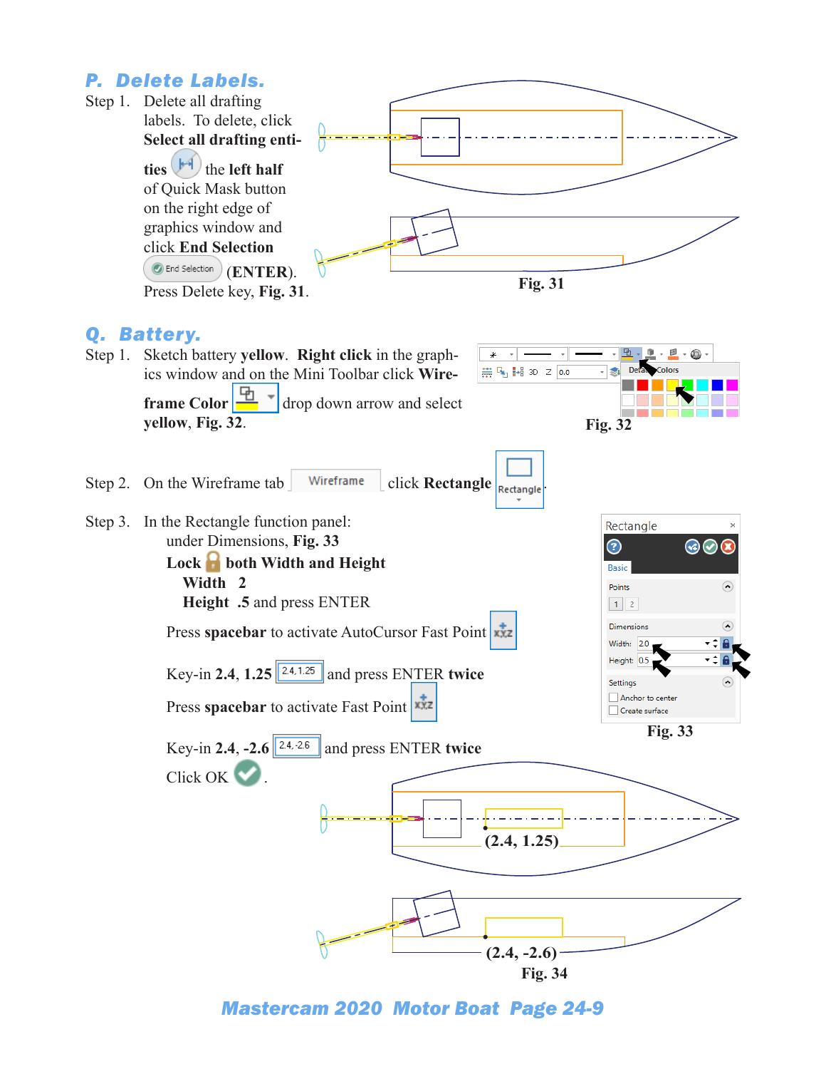## P. Delete Labels.

Step 1. Delete all drafting labels. To delete, click **Select all drafting entities** the **left half** of Quick Mask button on the right edge of graphics window and click **End Selection** (**ENTER**). Press Delete key, **Fig. 31**.

**Fig. 31**

## Q. Battery.

Step 1. Sketch battery **yellow**. **Right click** in the graphics window and on the Mini Toolbar click **Wireframe Color** drop down arrow and select **yellow**, **Fig. 32**.

**Fig. 32**

Step 2. On the Wireframe tab Wireframe click **Rectangle**

Step 3. In the Rectangle function panel:

under Dimensions, **Fig. 33**

**Lock both Width and Height**

**Width 2**

**Height .5** and press ENTER

Press **spacebar** to activate AutoCursor Fast Point

Key-in **2.4, 1.25** and press ENTER **twice**

Press **spacebar** to activate Fast Point

Key-in **2.4, -2.6** and press ENTER **twice**

Click OK .

**Fig. 33**

(2.4, 1.25)

(2.4, -2.6)

**Fig. 34**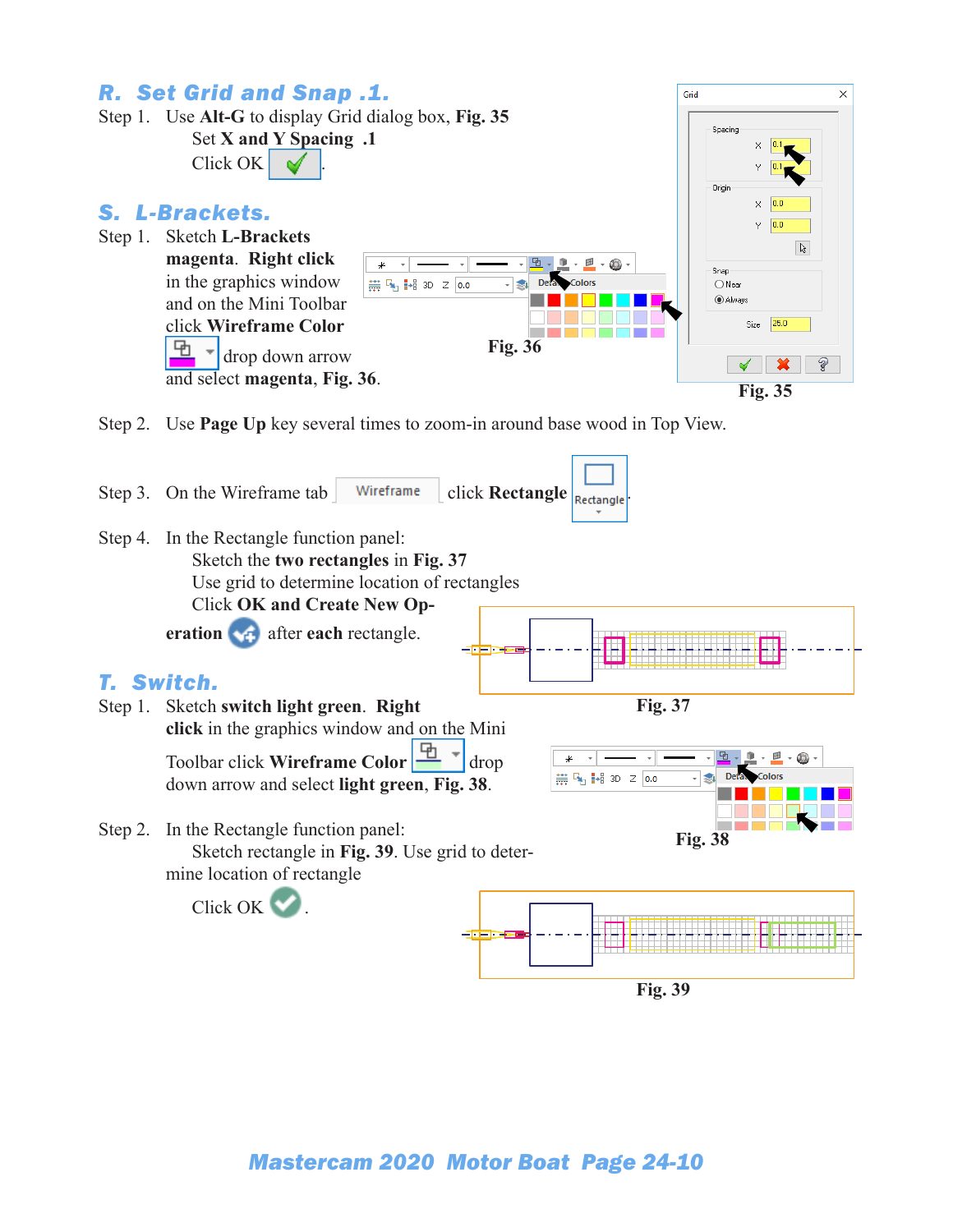## R. Set Grid and Snap .1.

Step 1. Use **Alt-G** to display Grid dialog box, **Fig. 35**
Set **X and Y Spacing .1**
Click OK

**Fig. 35**

## S. L-Brackets.

Step 1. Sketch **L-Brackets magenta**. **Right click** in the graphics window and on the Mini Toolbar click **Wireframe Color** drop down arrow and select **magenta**, **Fig. 36**.

**Fig. 36**

Step 2. Use **Page Up** key several times to zoom-in around base wood in Top View.

Step 3. On the Wireframe tab click **Rectangle**

Step 4. In the Rectangle function panel:
Sketch the **two rectangles** in **Fig. 37**
Use grid to determine location of rectangles
Click **OK and Create New Operation** after **each** rectangle.

**Fig. 37**

## T. Switch.

Step 1. Sketch **switch light green**. **Right click** in the graphics window and on the Mini Toolbar click **Wireframe Color** drop down arrow and select **light green**, **Fig. 38**.

**Fig. 38**

Step 2. In the Rectangle function panel:
Sketch rectangle in **Fig. 39**. Use grid to determine location of rectangle
Click OK .

**Fig. 39**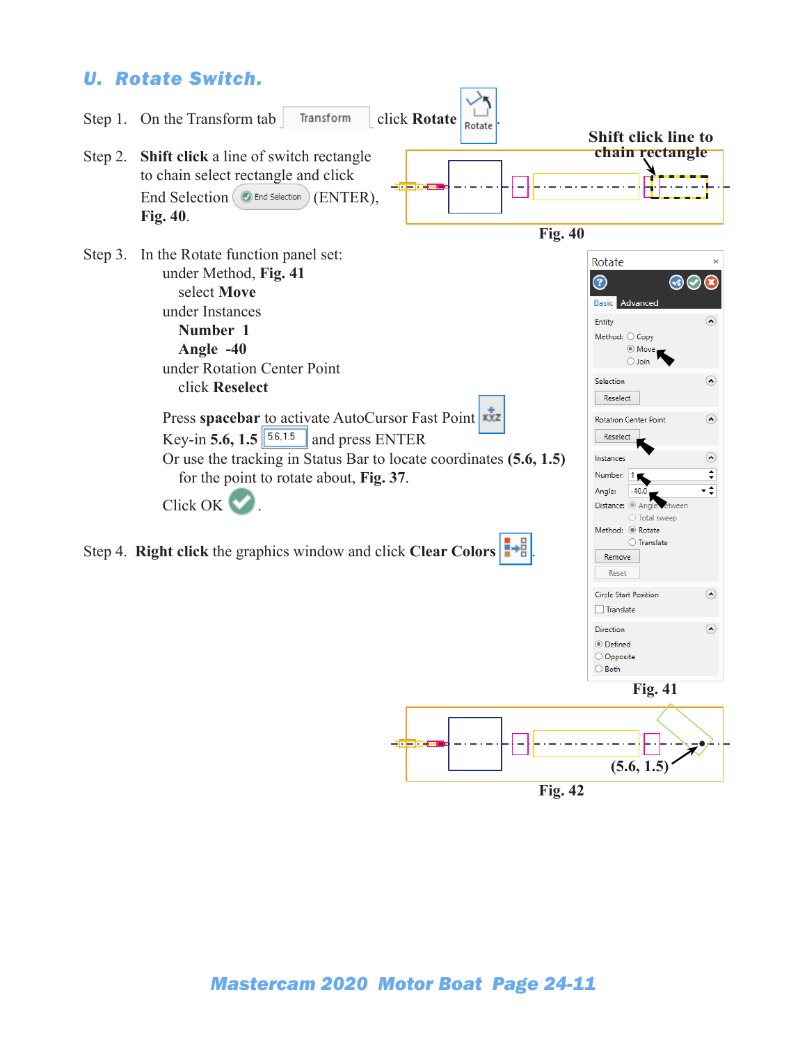## U. Rotate Switch.

Step 1. On the Transform tab Transform click **Rotate** Rotate.

Step 2. **Shift click** a line of switch rectangle to chain select rectangle and click End Selection End Selection (ENTER), **Fig. 40**.

**Shift click line to chain rectangle**

**Fig. 40**

Step 3. In the Rotate function panel set:
 under Method, **Fig. 41**
  select **Move**
 under Instances
  **Number 1**
  **Angle -40**
 under Rotation Center Point
  click **Reselect**

Press **spacebar** to activate AutoCursor Fast Point
Key-in **5.6, 1.5** 5.6, 1.5 and press ENTER
Or use the tracking in Status Bar to locate coordinates **(5.6, 1.5)** for the point to rotate about, **Fig. 37**.

Click OK.

Step 4. **Right click** the graphics window and click **Clear Colors**.

**Fig. 41**

**(5.6, 1.5)**

**Fig. 42**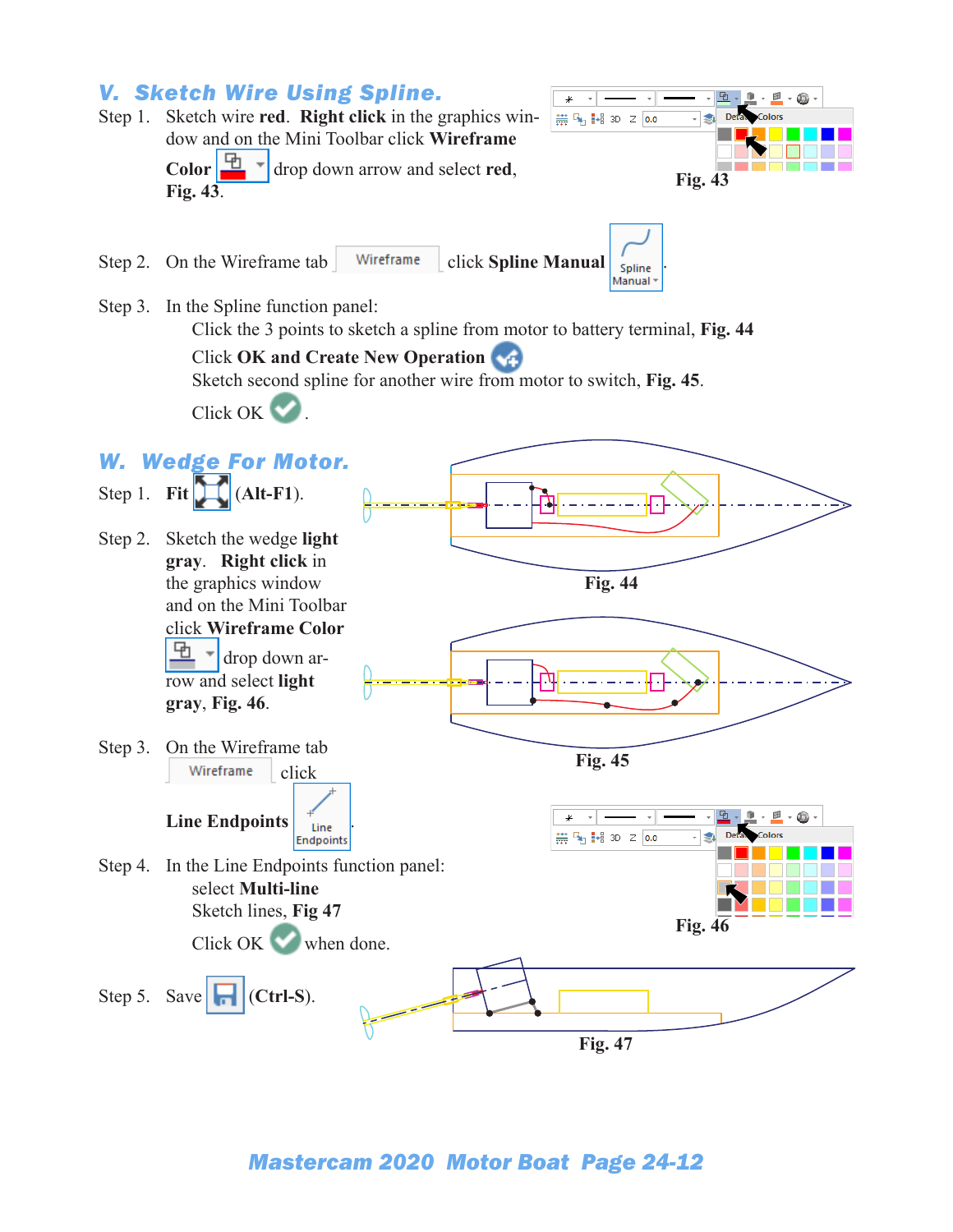## V. Sketch Wire Using Spline.

Step 1. Sketch wire **red**. **Right click** in the graphics window and on the Mini Toolbar click **Wireframe Color** drop down arrow and select **red**, **Fig. 43**.

Fig. 43

Step 2. On the Wireframe tab Wireframe click **Spline Manual** Spline Manual.

Step 3. In the Spline function panel:

Click the 3 points to sketch a spline from motor to battery terminal, **Fig. 44**

Click **OK and Create New Operation**

Sketch second spline for another wire from motor to switch, **Fig. 45**.

Click OK .

## W. Wedge For Motor.

Step 1. **Fit** (**Alt-F1**).

Fig. 44

Step 2. Sketch the wedge **light gray**. **Right click** in the graphics window and on the Mini Toolbar click **Wireframe Color** drop down arrow and select **light gray**, **Fig. 46**.

Fig. 45

Step 3. On the Wireframe tab Wireframe click **Line Endpoints** Line Endpoints.

Step 4. In the Line Endpoints function panel:

select **Multi-line**

Sketch lines, **Fig 47**

Click OK when done.

Fig. 46

Step 5. Save (**Ctrl-S**).

Fig. 47